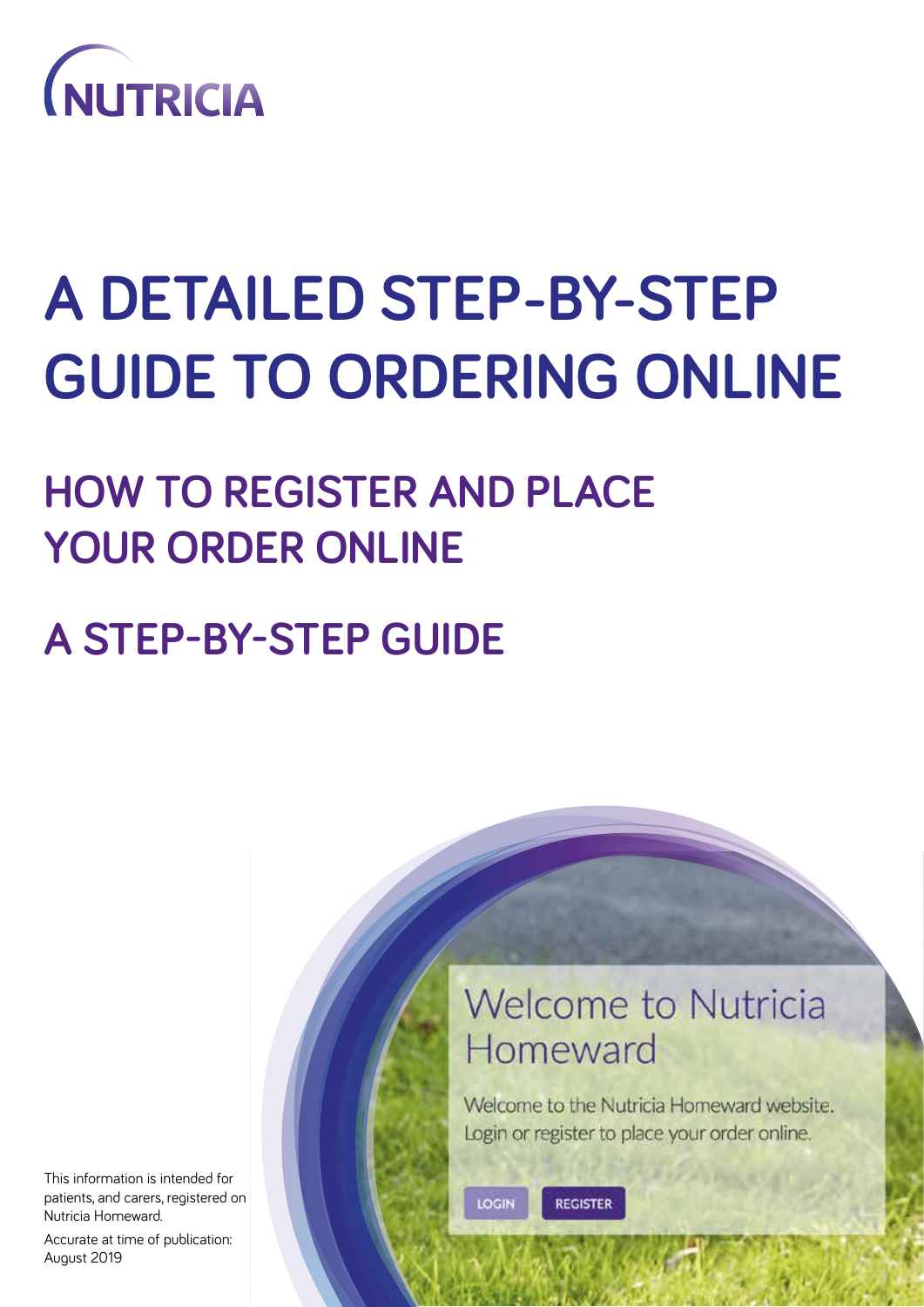NUTRICIA

# A DETAILED STEP-BY-STEP GUIDE TO ORDERING ONLINE

## HOW TO REGISTER AND PLACE YOUR ORDER ONLINE

## A STEP-BY-STEP GUIDE

Welcome to Nutricia Homeward

Welcome to the Nutricia Homeward website. Login or register to place your order online.

LOGIN REGISTER

This information is intended for patients, and carers, registered on Nutricia Homeward.

Accurate at time of publication: August 2019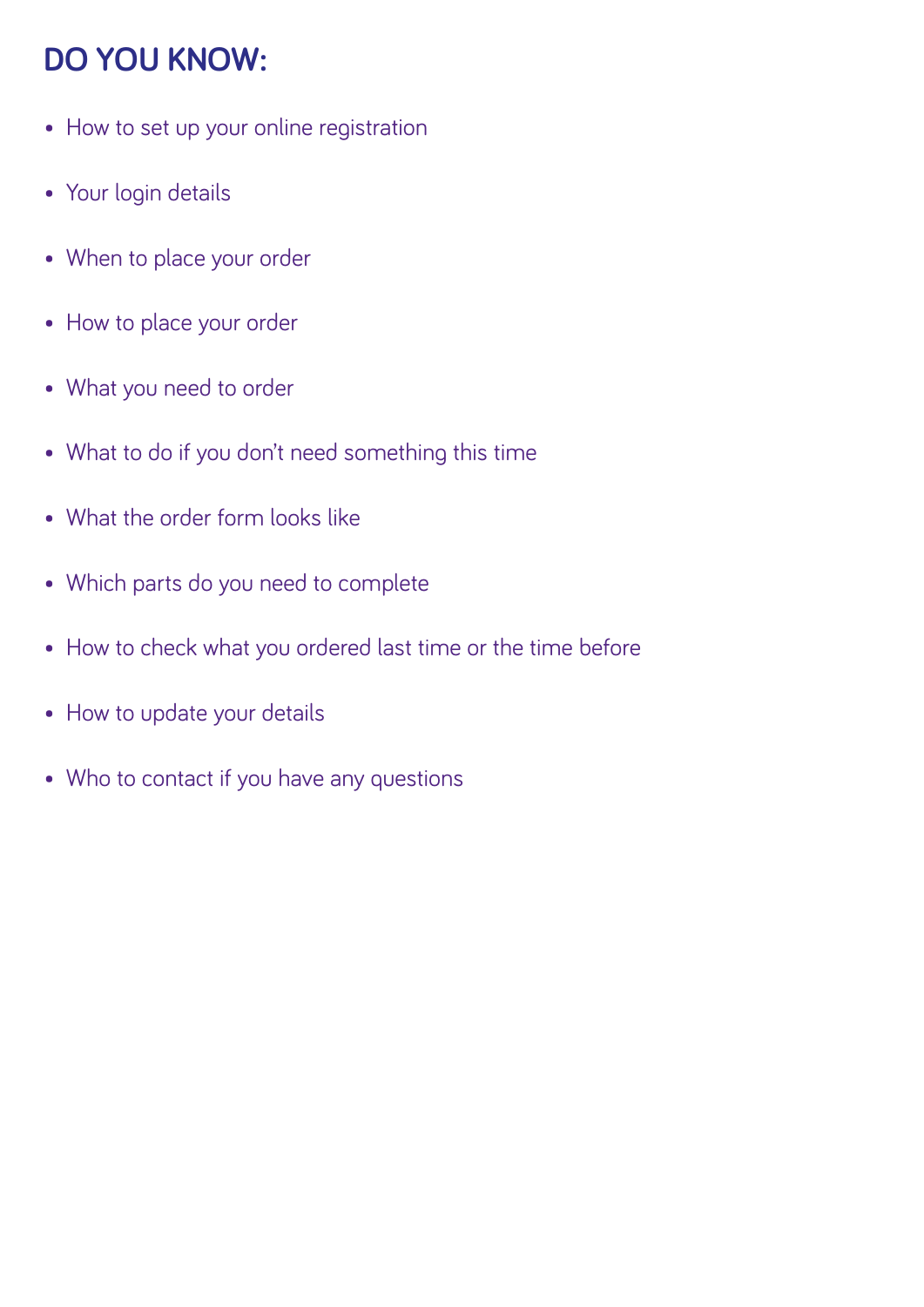## DO YOU KNOW:

- How to set up your online registration
- Your login details
- When to place your order
- How to place your order
- What you need to order
- What to do if you don't need something this time
- What the order form looks like
- Which parts do you need to complete
- How to check what you ordered last time or the time before
- How to update your details
- Who to contact if you have any questions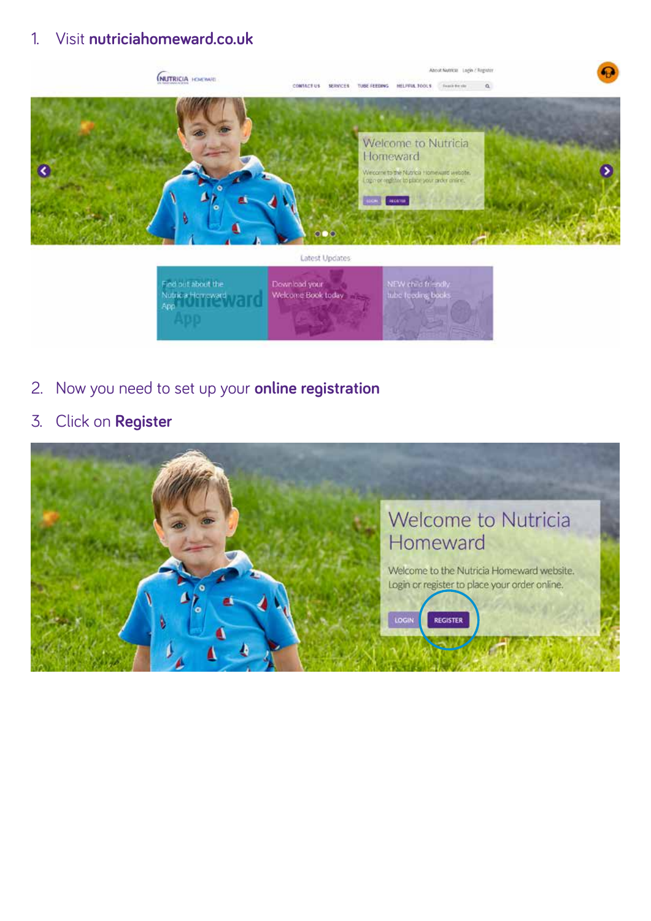1. Visit **nutriciahomeward.co.uk**

2. Now you need to set up your **online registration**
3. Click on **Register**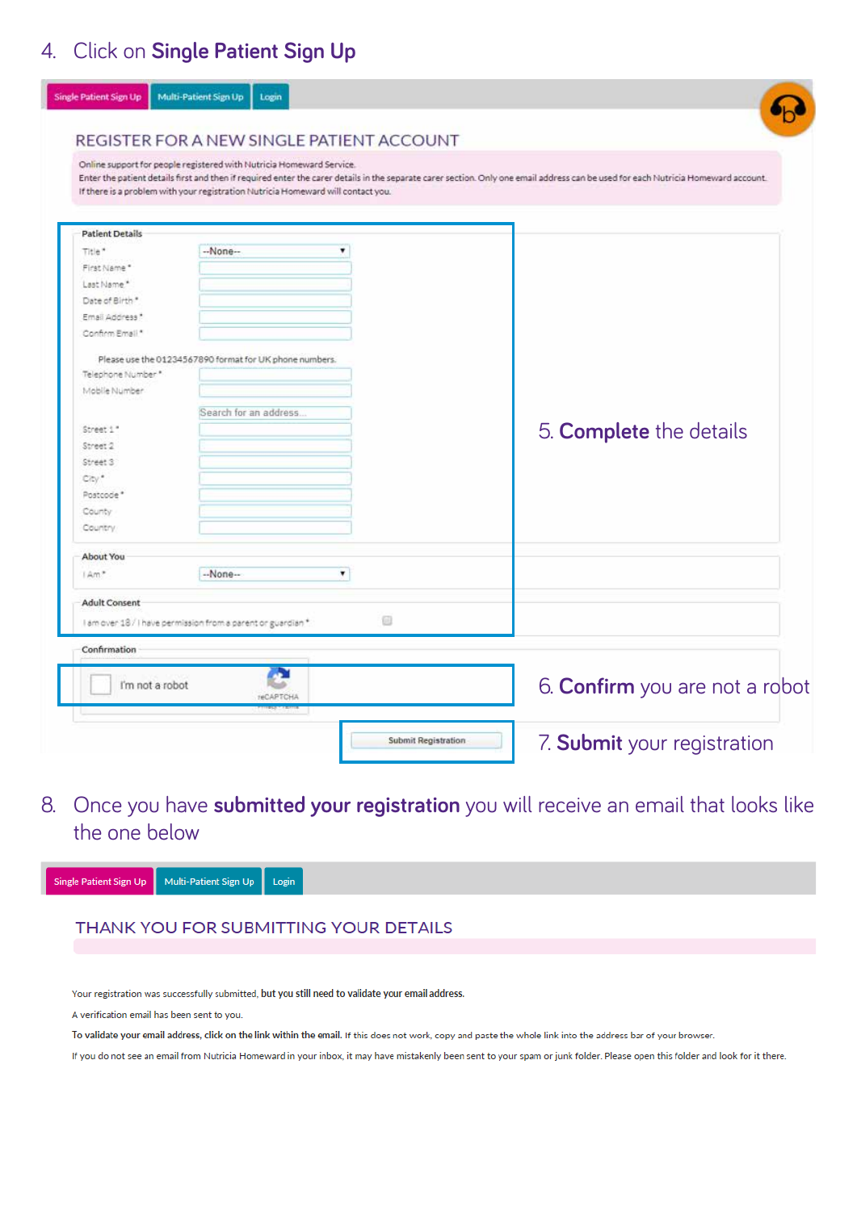4. Click on **Single Patient Sign Up**

Single Patient Sign Up | Multi-Patient Sign Up | Login

REGISTER FOR A NEW SINGLE PATIENT ACCOUNT

Online support for people registered with Nutricia Homeward Service.
Enter the patient details first and then if required enter the carer details in the separate carer section. Only one email address can be used for each Nutricia Homeward account.
If there is a problem with your registration Nutricia Homeward will contact you.

**Patient Details**

Title * --None--
First Name *
Last Name *
Date of Birth *
Email Address *
Confirm Email *

Please use the 01234567890 format for UK phone numbers.

Telephone Number *
Mobile Number

Search for an address...

Street 1 *
Street 2
Street 3
City *
Postcode *
County
Country

**About You**

I Am * --None--

**Adult Consent**

I am over 18 / I have permission from a parent or guardian *

**Confirmation**

I'm not a robot
reCAPTCHA

Submit Registration

5. **Complete** the details

6. **Confirm** you are not a robot

7. **Submit** your registration

8. Once you have **submitted your registration** you will receive an email that looks like the one below

Single Patient Sign Up | Multi-Patient Sign Up | Login

THANK YOU FOR SUBMITTING YOUR DETAILS

Your registration was successfully submitted, **but you still need to validate your email address.**

A verification email has been sent to you.

**To validate your email address, click on the link within the email.** If this does not work, copy and paste the whole link into the address bar of your browser.

If you do not see an email from Nutricia Homeward in your inbox, it may have mistakenly been sent to your spam or junk folder. Please open this folder and look for it there.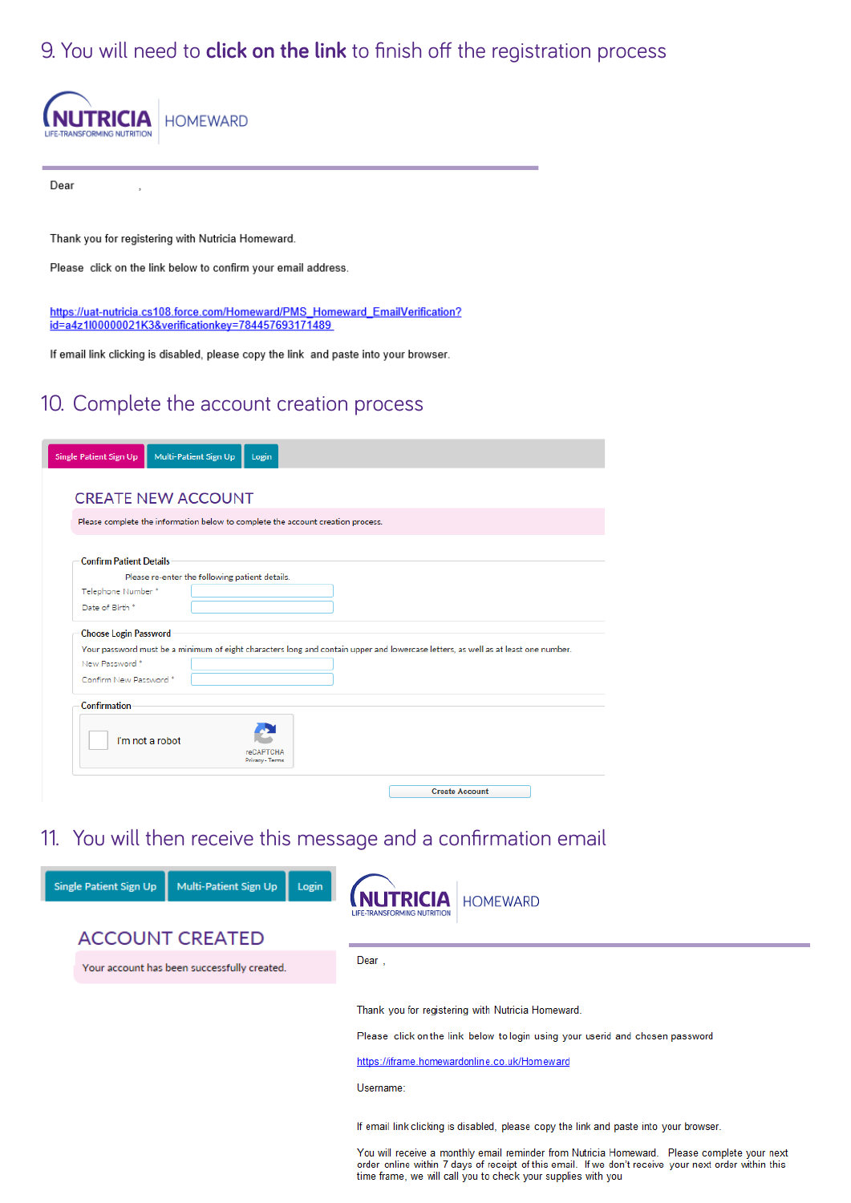9. You will need to **click on the link** to finish off the registration process

NUTRICIA LIFE-TRANSFORMING NUTRITION | HOMEWARD

Dear ,

Thank you for registering with Nutricia Homeward.

Please click on the link below to confirm your email address.

https://uat-nutricia.cs108.force.com/Homeward/PMS_Homeward_EmailVerification?id=a4z1l00000021K3&verificationkey=784457693171489

If email link clicking is disabled, please copy the link and paste into your browser.

10. Complete the account creation process

Single Patient Sign Up | Multi-Patient Sign Up | Login

CREATE NEW ACCOUNT

Please complete the information below to complete the account creation process.

**Confirm Patient Details**

Please re-enter the following patient details.

Telephone Number *

Date of Birth *

**Choose Login Password**

Your password must be a minimum of eight characters long and contain upper and lowercase letters, as well as at least one number.

New Password *

Confirm New Password *

**Confirmation**

I'm not a robot

reCAPTCHA
Privacy - Terms

Create Account

11. You will then receive this message and a confirmation email

Single Patient Sign Up | Multi-Patient Sign Up | Login

ACCOUNT CREATED

Your account has been successfully created.

NUTRICIA LIFE-TRANSFORMING NUTRITION | HOMEWARD

Dear ,

Thank you for registering with Nutricia Homeward.

Please click on the link below to login using your userid and chosen password

https://iframe.homewardonline.co.uk/Homeward

Username:

If email link clicking is disabled, please copy the link and paste into your browser.

You will receive a monthly email reminder from Nutricia Homeward. Please complete your next order online within 7 days of receipt of this email. If we don't receive your next order within this time frame, we will call you to check your supplies with you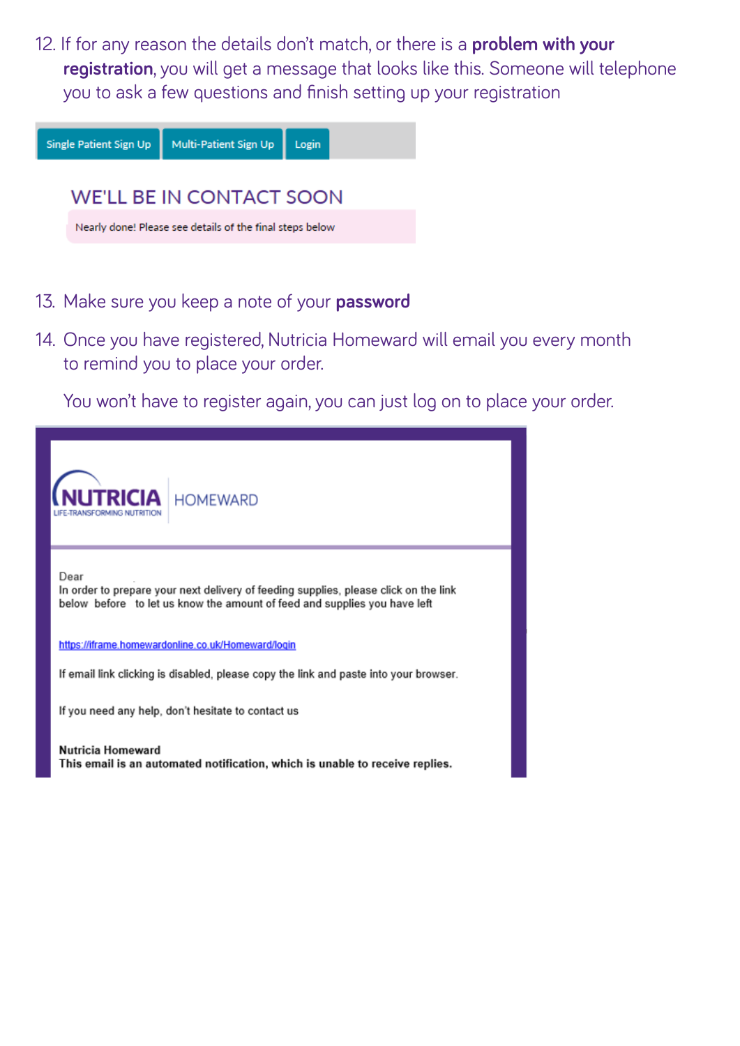12. If for any reason the details don't match, or there is a **problem with your registration**, you will get a message that looks like this. Someone will telephone you to ask a few questions and finish setting up your registration

Single Patient Sign Up | Multi-Patient Sign Up | Login

WE'LL BE IN CONTACT SOON

Nearly done! Please see details of the final steps below

13. Make sure you keep a note of your **password**

14. Once you have registered, Nutricia Homeward will email you every month to remind you to place your order.

    You won't have to register again, you can just log on to place your order.

NUTRICIA LIFE-TRANSFORMING NUTRITION | HOMEWARD

Dear

In order to prepare your next delivery of feeding supplies, please click on the link below before to let us know the amount of feed and supplies you have left

https://iframe.homewardonline.co.uk/Homeward/login

If email link clicking is disabled, please copy the link and paste into your browser.

If you need any help, don't hesitate to contact us

**Nutricia Homeward**
**This email is an automated notification, which is unable to receive replies.**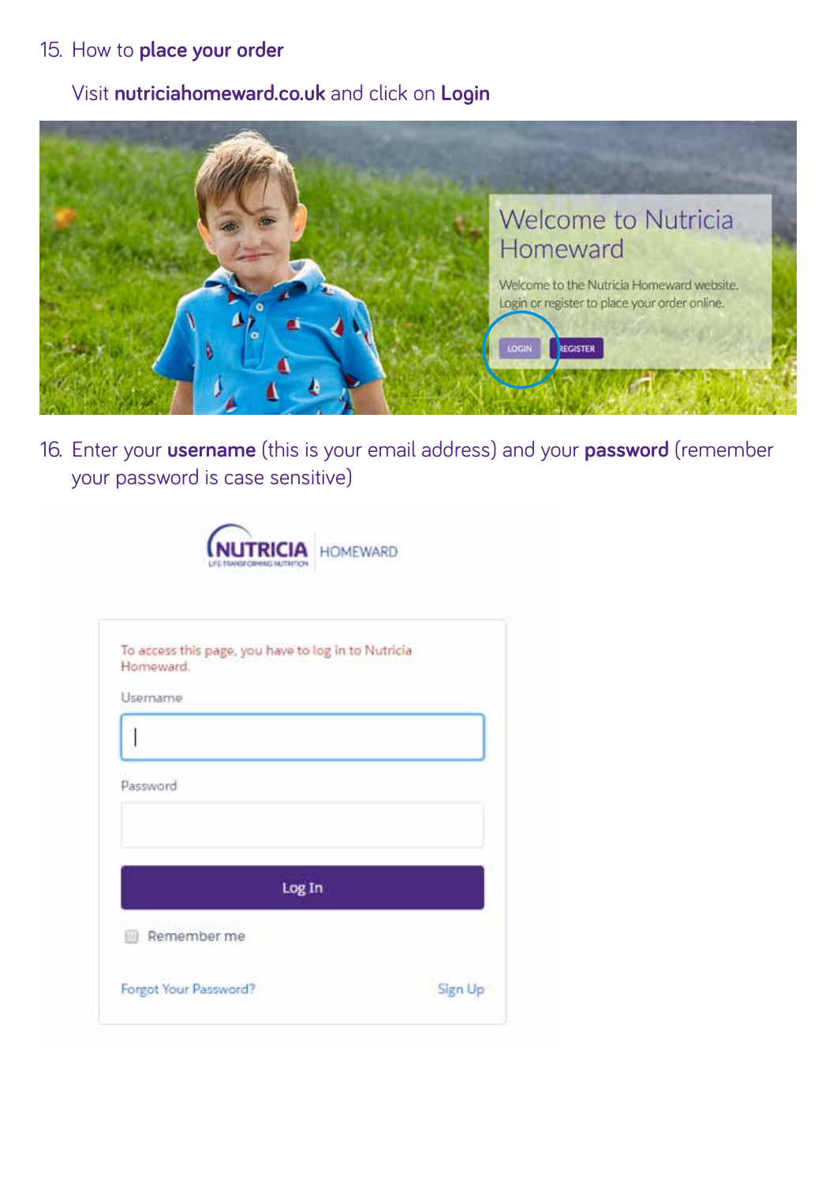15. How to **place your order**

    Visit **nutriciahomeward.co.uk** and click on **Login**

16. Enter your **username** (this is your email address) and your **password** (remember your password is case sensitive)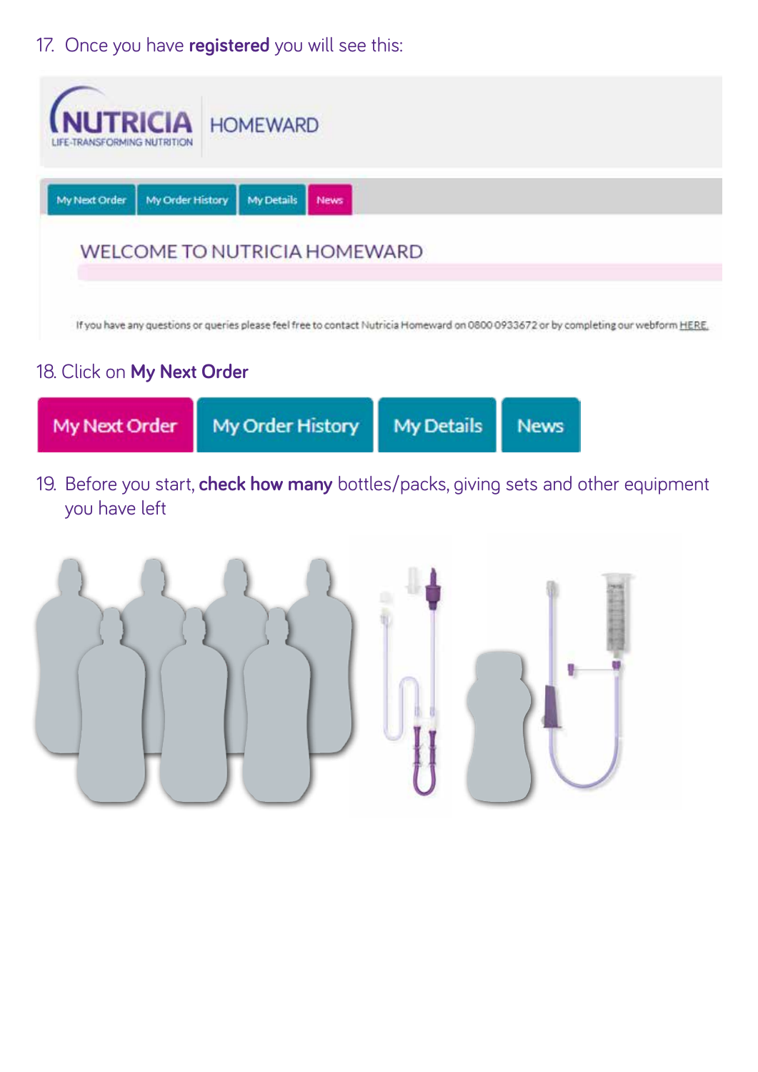17. Once you have **registered** you will see this:

NUTRICIA LIFE-TRANSFORMING NUTRITION | HOMEWARD

My Next Order | My Order History | My Details | News

WELCOME TO NUTRICIA HOMEWARD

If you have any questions or queries please feel free to contact Nutricia Homeward on 0800 0933672 or by completing our webform HERE.

18. Click on **My Next Order**

My Next Order | My Order History | My Details | News

19. Before you start, **check how many** bottles/packs, giving sets and other equipment you have left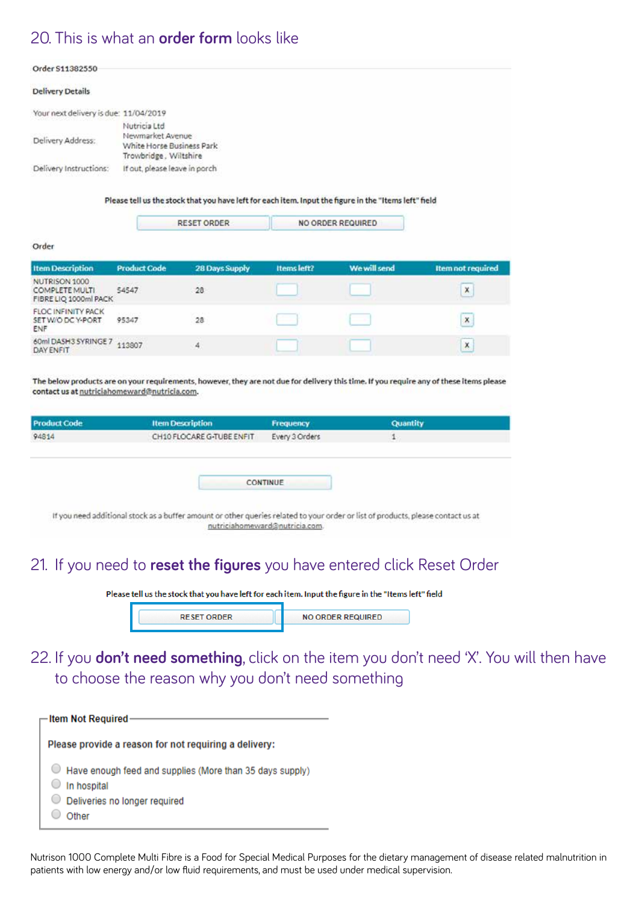## 20. This is what an **order form** looks like

**Order S11382550**

**Delivery Details**

| | |
|---|---|
| Your next delivery is due: | 11/04/2019 |
| Delivery Address: | Nutricia Ltd<br>Newmarket Avenue<br>White Horse Business Park<br>Trowbridge, Wiltshire |
| Delivery Instructions: | If out, please leave in porch |

**Please tell us the stock that you have left for each item. Input the figure in the "Items left" field**

RESET ORDER | NO ORDER REQUIRED

**Order**

| Item Description | Product Code | 28 Days Supply | Items left? | We will send | Item not required |
|---|---|---|---|---|---|
| NUTRISON 1000 COMPLETE MULTI FIBRE LIQ 1000ml PACK | 54547 | 28 | | | X |
| FLOC INFINITY PACK SET W/O DC Y-PORT ENF | 95347 | 28 | | | X |
| 60ml DASH3 SYRINGE 7 DAY ENFIT | 113807 | 4 | | | X |

**The below products are on your requirements, however, they are not due for delivery this time. If you require any of these items please contact us at nutriciahomeward@nutricia.com.**

| Product Code | Item Description | Frequency | Quantity |
|---|---|---|---|
| 94814 | CH10 FLOCARE G-TUBE ENFIT | Every 3 Orders | 1 |

CONTINUE

If you need additional stock as a buffer amount or other queries related to your order or list of products, please contact us at nutriciahomeward@nutricia.com.

## 21. If you need to **reset the figures** you have entered click Reset Order

**Please tell us the stock that you have left for each item. Input the figure in the "Items left" field**

RESET ORDER | NO ORDER REQUIRED

## 22. If you **don't need something**, click on the item you don't need 'X'. You will then have to choose the reason why you don't need something

**Item Not Required**

**Please provide a reason for not requiring a delivery:**

- Have enough feed and supplies (More than 35 days supply)
- In hospital
- Deliveries no longer required
- Other

Nutrison 1000 Complete Multi Fibre is a Food for Special Medical Purposes for the dietary management of disease related malnutrition in patients with low energy and/or low fluid requirements, and must be used under medical supervision.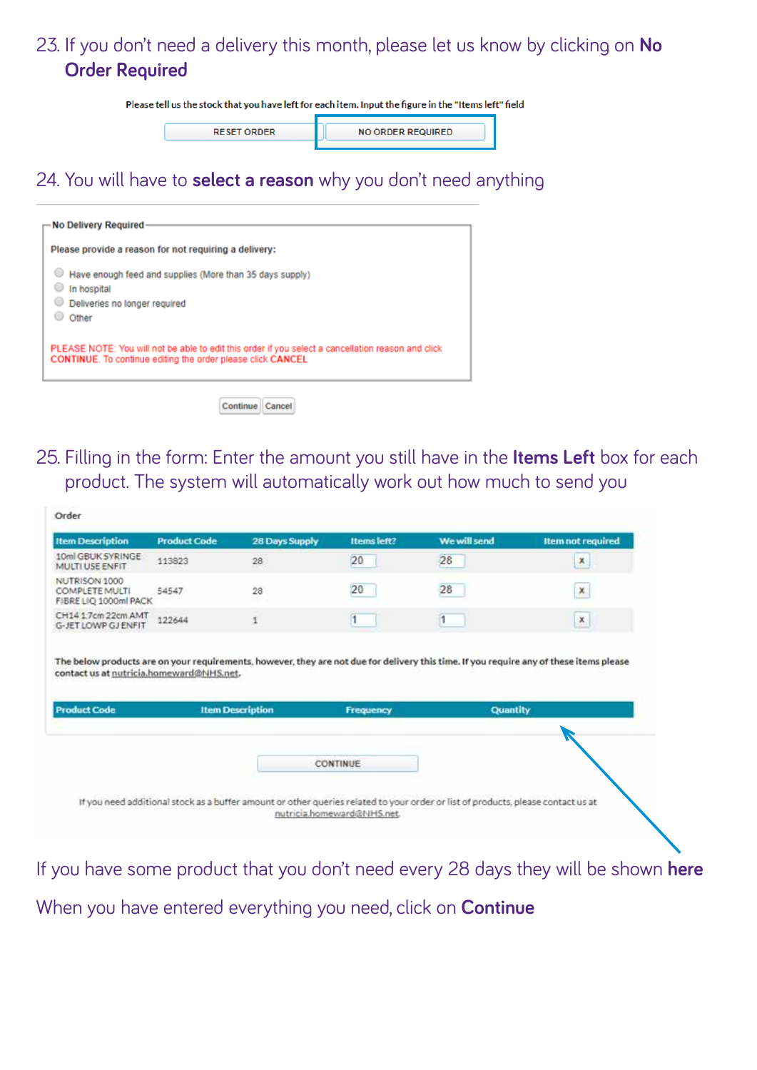23. If you don't need a delivery this month, please let us know by clicking on **No Order Required**

Please tell us the stock that you have left for each item. Input the figure in the "Items left" field

RESET ORDER | NO ORDER REQUIRED

24. You will have to **select a reason** why you don't need anything

**No Delivery Required**

Please provide a reason for not requiring a delivery:

- Have enough feed and supplies (More than 35 days supply)
- In hospital
- Deliveries no longer required
- Other

PLEASE NOTE: You will not be able to edit this order if you select a cancellation reason and click CONTINUE. To continue editing the order please click CANCEL

Continue | Cancel

25. Filling in the form: Enter the amount you still have in the **Items Left** box for each product. The system will automatically work out how much to send you

Order

| Item Description | Product Code | 28 Days Supply | Items left? | We will send | Item not required |
|---|---|---|---|---|---|
| 10ml GBUK SYRINGE MULTI USE ENFIT | 113823 | 28 | 20 | 28 | x |
| NUTRISON 1000 COMPLETE MULTI FIBRE LIQ 1000ml PACK | 54547 | 28 | 20 | 28 | x |
| CH14 1.7cm 22cm AMT G-JET LOWP GJ ENFIT | 122644 | 1 | 1 | 1 | x |

The below products are on your requirements, however, they are not due for delivery this time. If you require any of these items please contact us at nutricia.homeward@NHS.net.

| Product Code | Item Description | Frequency | Quantity |
|---|---|---|---|

CONTINUE

If you need additional stock as a buffer amount or other queries related to your order or list of products, please contact us at nutricia.homeward@NHS.net.

If you have some product that you don't need every 28 days they will be shown **here**

When you have entered everything you need, click on **Continue**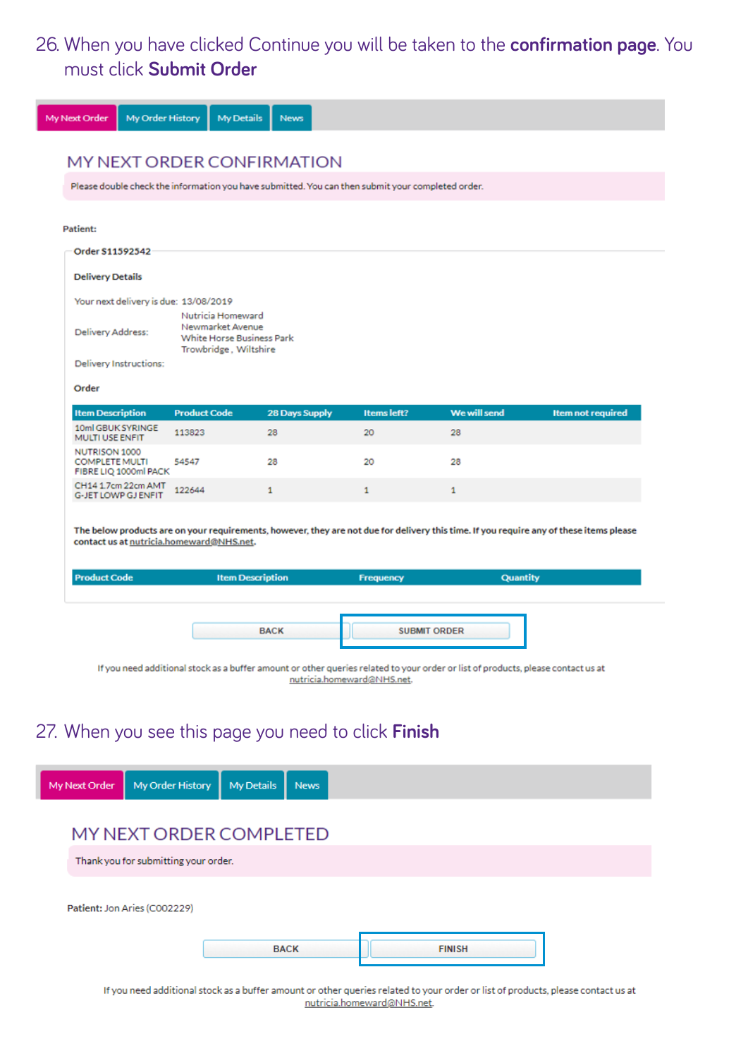26. When you have clicked Continue you will be taken to the **confirmation page**. You must click **Submit Order**

My Next Order | My Order History | My Details | News

## MY NEXT ORDER CONFIRMATION

Please double check the information you have submitted. You can then submit your completed order.

**Patient:**

**Order S11592542**

**Delivery Details**

Your next delivery is due: 13/08/2019

Delivery Address: Nutricia Homeward
Newmarket Avenue
White Horse Business Park
Trowbridge , Wiltshire

Delivery Instructions:

**Order**

| Item Description | Product Code | 28 Days Supply | Items left? | We will send | Item not required |
|---|---|---|---|---|---|
| 10ml GBUK SYRINGE MULTI USE ENFIT | 113823 | 28 | 20 | 28 | |
| NUTRISON 1000 COMPLETE MULTI FIBRE LIQ 1000ml PACK | 54547 | 28 | 20 | 28 | |
| CH14 1.7cm 22cm AMT G-JET LOWP GJ ENFIT | 122644 | 1 | 1 | 1 | |

**The below products are on your requirements, however, they are not due for delivery this time. If you require any of these items please contact us at nutricia.homeward@NHS.net.**

| Product Code | Item Description | Frequency | Quantity |
|---|---|---|---|

BACK | SUBMIT ORDER

If you need additional stock as a buffer amount or other queries related to your order or list of products, please contact us at nutricia.homeward@NHS.net.

27. When you see this page you need to click **Finish**

My Next Order | My Order History | My Details | News

## MY NEXT ORDER COMPLETED

Thank you for submitting your order.

**Patient:** Jon Aries (C002229)

BACK | FINISH

If you need additional stock as a buffer amount or other queries related to your order or list of products, please contact us at nutricia.homeward@NHS.net.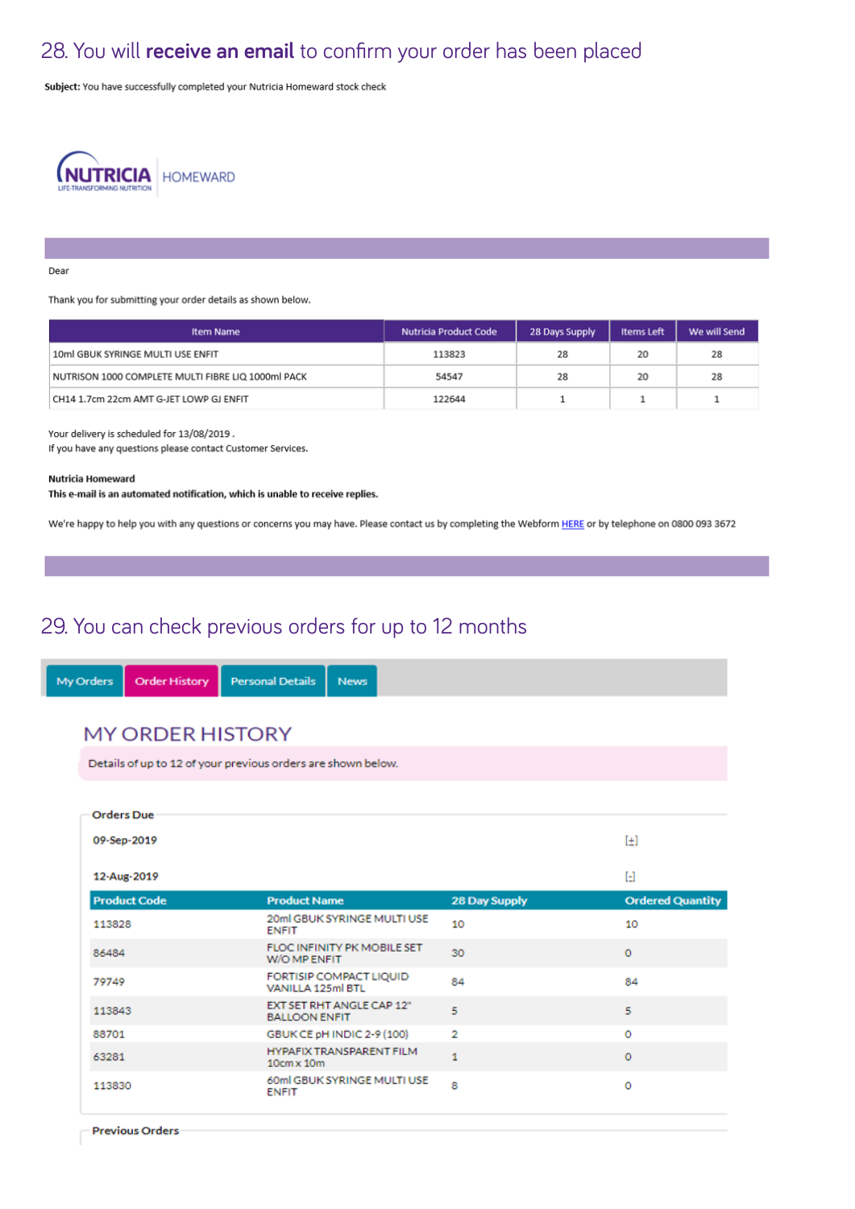## 28. You will **receive an email** to confirm your order has been placed

**Subject:** You have successfully completed your Nutricia Homeward stock check

NUTRICIA LIFE-TRANSFORMING NUTRITION | HOMEWARD

Dear

Thank you for submitting your order details as shown below.

| Item Name | Nutricia Product Code | 28 Days Supply | Items Left | We will Send |
|---|---|---|---|---|
| 10ml GBUK SYRINGE MULTI USE ENFIT | 113823 | 28 | 20 | 28 |
| NUTRISON 1000 COMPLETE MULTI FIBRE LIQ 1000ml PACK | 54547 | 28 | 20 | 28 |
| CH14 1.7cm 22cm AMT G-JET LOWP GJ ENFIT | 122644 | 1 | 1 | 1 |

Your delivery is scheduled for 13/08/2019 .
If you have any questions please contact Customer Services.

**Nutricia Homeward**
**This e-mail is an automated notification, which is unable to receive replies.**

We're happy to help you with any questions or concerns you may have. Please contact us by completing the Webform HERE or by telephone on 0800 093 3672

## 29. You can check previous orders for up to 12 months

My Orders | Order History | Personal Details | News

### MY ORDER HISTORY

Details of up to 12 of your previous orders are shown below.

**Orders Due**

09-Sep-2019 [+]

12-Aug-2019 [-]

| Product Code | Product Name | 28 Day Supply | Ordered Quantity |
|---|---|---|---|
| 113828 | 20ml GBUK SYRINGE MULTI USE ENFIT | 10 | 10 |
| 86484 | FLOC INFINITY PK MOBILE SET W/O MP ENFIT | 30 | 0 |
| 79749 | FORTISIP COMPACT LIQUID VANILLA 125ml BTL | 84 | 84 |
| 113843 | EXT SET RHT ANGLE CAP 12" BALLOON ENFIT | 5 | 5 |
| 88701 | GBUK CE pH INDIC 2-9 (100) | 2 | 0 |
| 63281 | HYPAFIX TRANSPARENT FILM 10cm x 10m | 1 | 0 |
| 113830 | 60ml GBUK SYRINGE MULTI USE ENFIT | 8 | 0 |

**Previous Orders**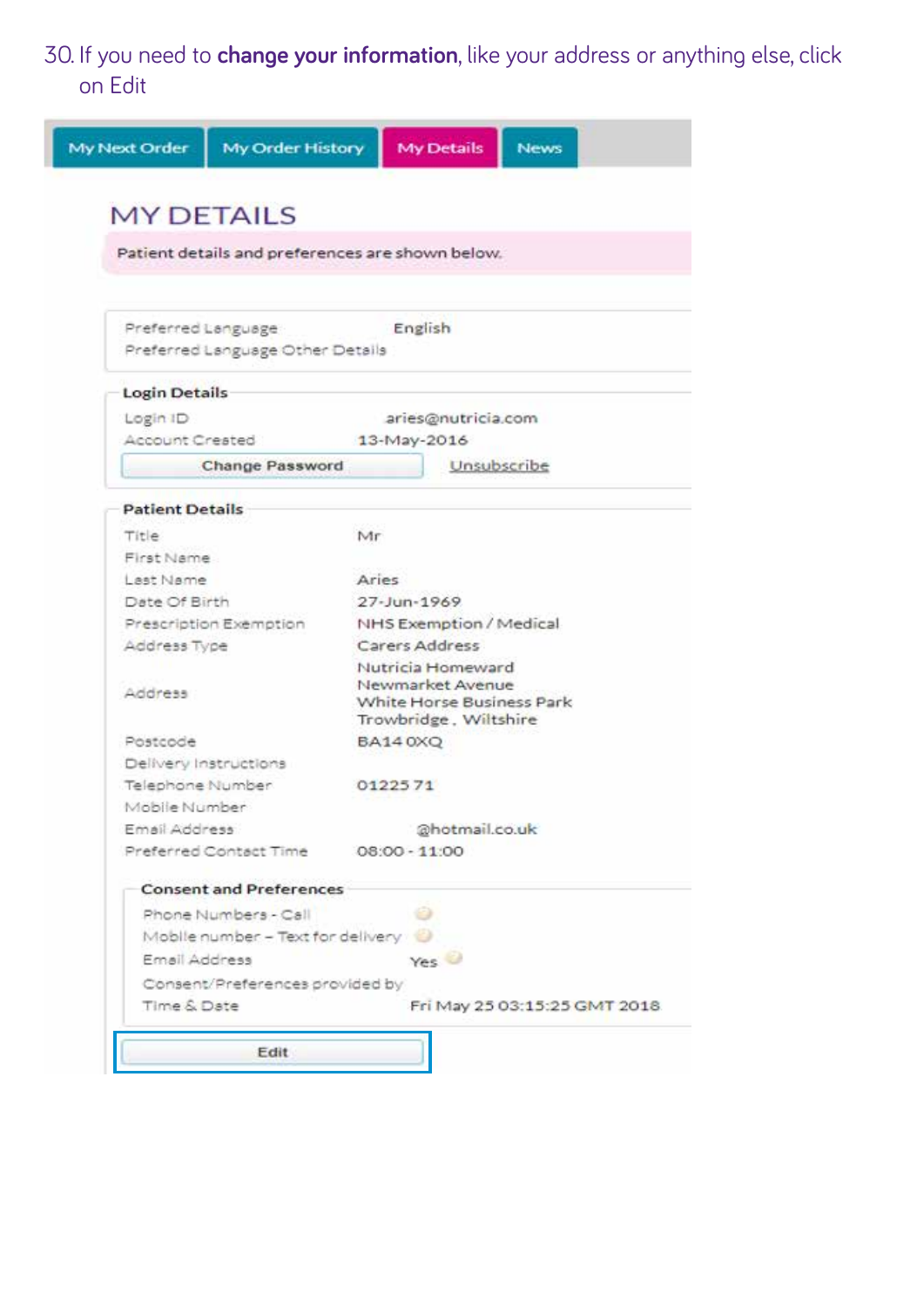30. If you need to **change your information**, like your address or anything else, click on Edit

My Next Order | My Order History | My Details | News

## MY DETAILS

Patient details and preferences are shown below.

| | |
|---|---|
| Preferred Language | English |
| Preferred Language Other Details | |

**Login Details**

| | |
|---|---|
| Login ID | aries@nutricia.com |
| Account Created | 13-May-2016 |

Change Password | Unsubscribe

**Patient Details**

| | |
|---|---|
| Title | Mr |
| First Name | |
| Last Name | Aries |
| Date Of Birth | 27-Jun-1969 |
| Prescription Exemption | NHS Exemption / Medical |
| Address Type | Carers Address |
| Address | Nutricia Homeward<br>Newmarket Avenue<br>White Horse Business Park<br>Trowbridge , Wiltshire |
| Postcode | BA14 0XQ |
| Delivery Instructions | |
| Telephone Number | 01225 71 |
| Mobile Number | |
| Email Address | @hotmail.co.uk |
| Preferred Contact Time | 08:00 - 11:00 |

**Consent and Preferences**

| | |
|---|---|
| Phone Numbers - Call | |
| Mobile number – Text for delivery | |
| Email Address | Yes |
| Consent/Preferences provided by | |
| Time & Date | Fri May 25 03:15:25 GMT 2018 |

Edit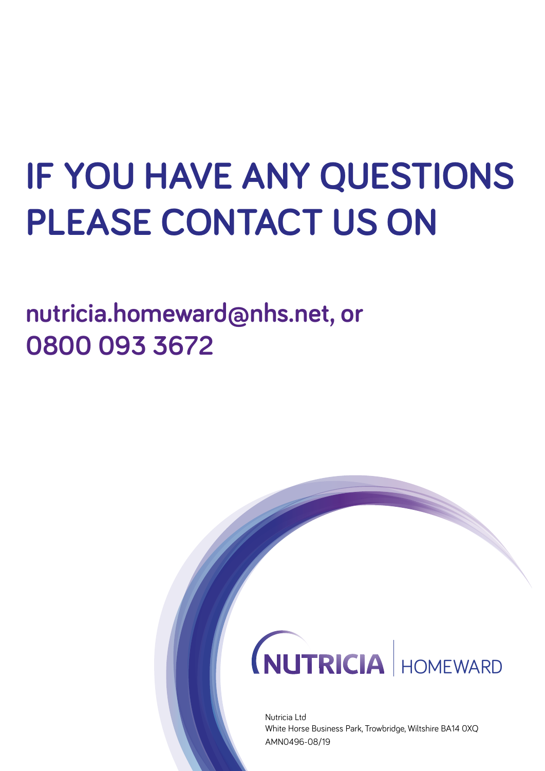# IF YOU HAVE ANY QUESTIONS PLEASE CONTACT US ON

**nutricia.homeward@nhs.net, or**
**0800 093 3672**

NUTRICIA | HOMEWARD

Nutricia Ltd
White Horse Business Park, Trowbridge, Wiltshire BA14 0XQ
AMN0496-08/19